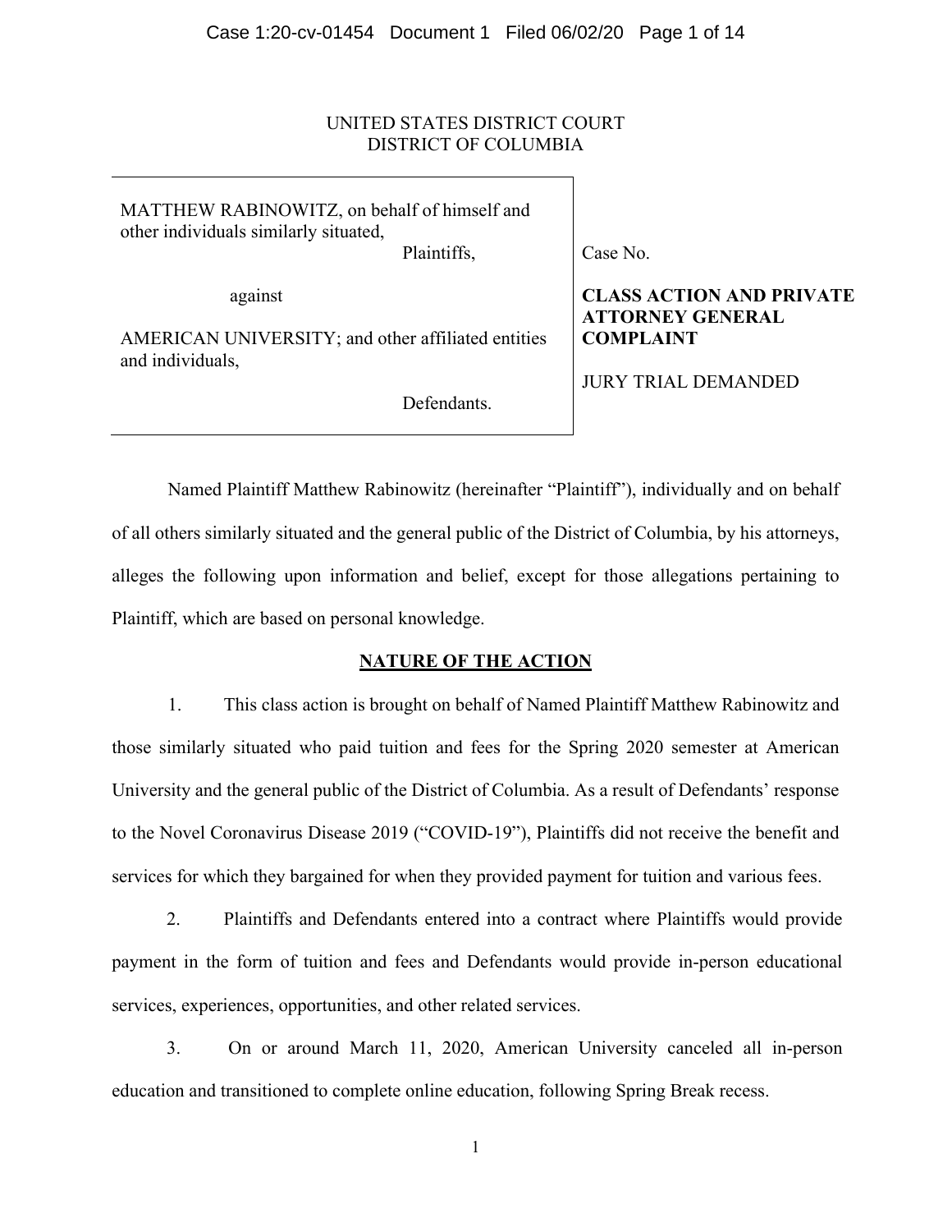UNITED STATES DISTRICT COURT
DISTRICT OF COLUMBIA

| | |
|---|---|
| MATTHEW RABINOWITZ, on behalf of himself and other individuals similarly situated,<br>Plaintiffs,<br><br>against<br><br>AMERICAN UNIVERSITY; and other affiliated entities and individuals,<br><br>Defendants. | Case No.<br><br>**CLASS ACTION AND PRIVATE ATTORNEY GENERAL COMPLAINT**<br><br>JURY TRIAL DEMANDED |

Named Plaintiff Matthew Rabinowitz (hereinafter "Plaintiff"), individually and on behalf of all others similarly situated and the general public of the District of Columbia, by his attorneys, alleges the following upon information and belief, except for those allegations pertaining to Plaintiff, which are based on personal knowledge.

## NATURE OF THE ACTION

1. This class action is brought on behalf of Named Plaintiff Matthew Rabinowitz and those similarly situated who paid tuition and fees for the Spring 2020 semester at American University and the general public of the District of Columbia. As a result of Defendants' response to the Novel Coronavirus Disease 2019 ("COVID-19"), Plaintiffs did not receive the benefit and services for which they bargained for when they provided payment for tuition and various fees.

2. Plaintiffs and Defendants entered into a contract where Plaintiffs would provide payment in the form of tuition and fees and Defendants would provide in-person educational services, experiences, opportunities, and other related services.

3. On or around March 11, 2020, American University canceled all in-person education and transitioned to complete online education, following Spring Break recess.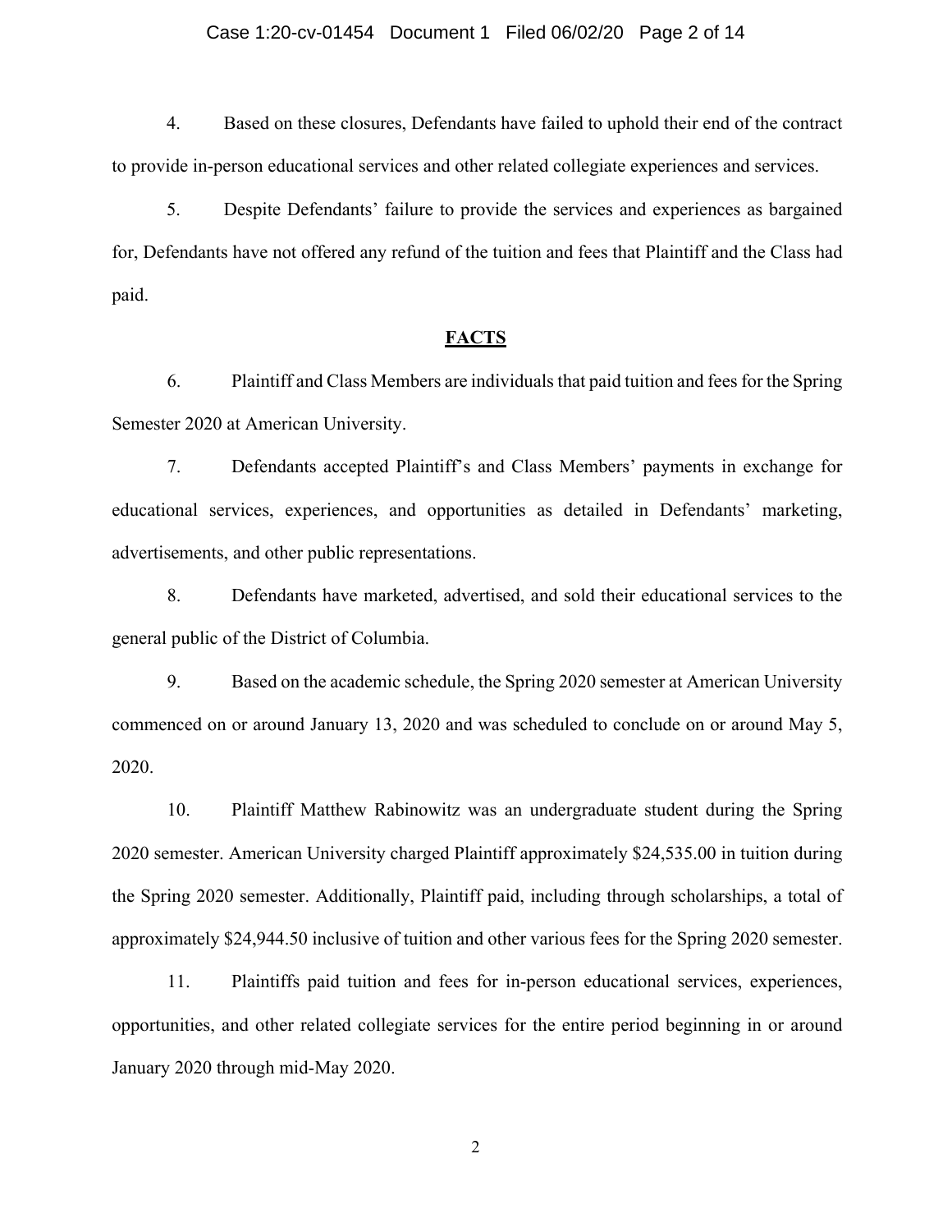4. Based on these closures, Defendants have failed to uphold their end of the contract to provide in-person educational services and other related collegiate experiences and services.

5. Despite Defendants' failure to provide the services and experiences as bargained for, Defendants have not offered any refund of the tuition and fees that Plaintiff and the Class had paid.

## FACTS

6. Plaintiff and Class Members are individuals that paid tuition and fees for the Spring Semester 2020 at American University.

7. Defendants accepted Plaintiff's and Class Members' payments in exchange for educational services, experiences, and opportunities as detailed in Defendants' marketing, advertisements, and other public representations.

8. Defendants have marketed, advertised, and sold their educational services to the general public of the District of Columbia.

9. Based on the academic schedule, the Spring 2020 semester at American University commenced on or around January 13, 2020 and was scheduled to conclude on or around May 5, 2020.

10. Plaintiff Matthew Rabinowitz was an undergraduate student during the Spring 2020 semester. American University charged Plaintiff approximately $24,535.00 in tuition during the Spring 2020 semester. Additionally, Plaintiff paid, including through scholarships, a total of approximately $24,944.50 inclusive of tuition and other various fees for the Spring 2020 semester.

11. Plaintiffs paid tuition and fees for in-person educational services, experiences, opportunities, and other related collegiate services for the entire period beginning in or around January 2020 through mid-May 2020.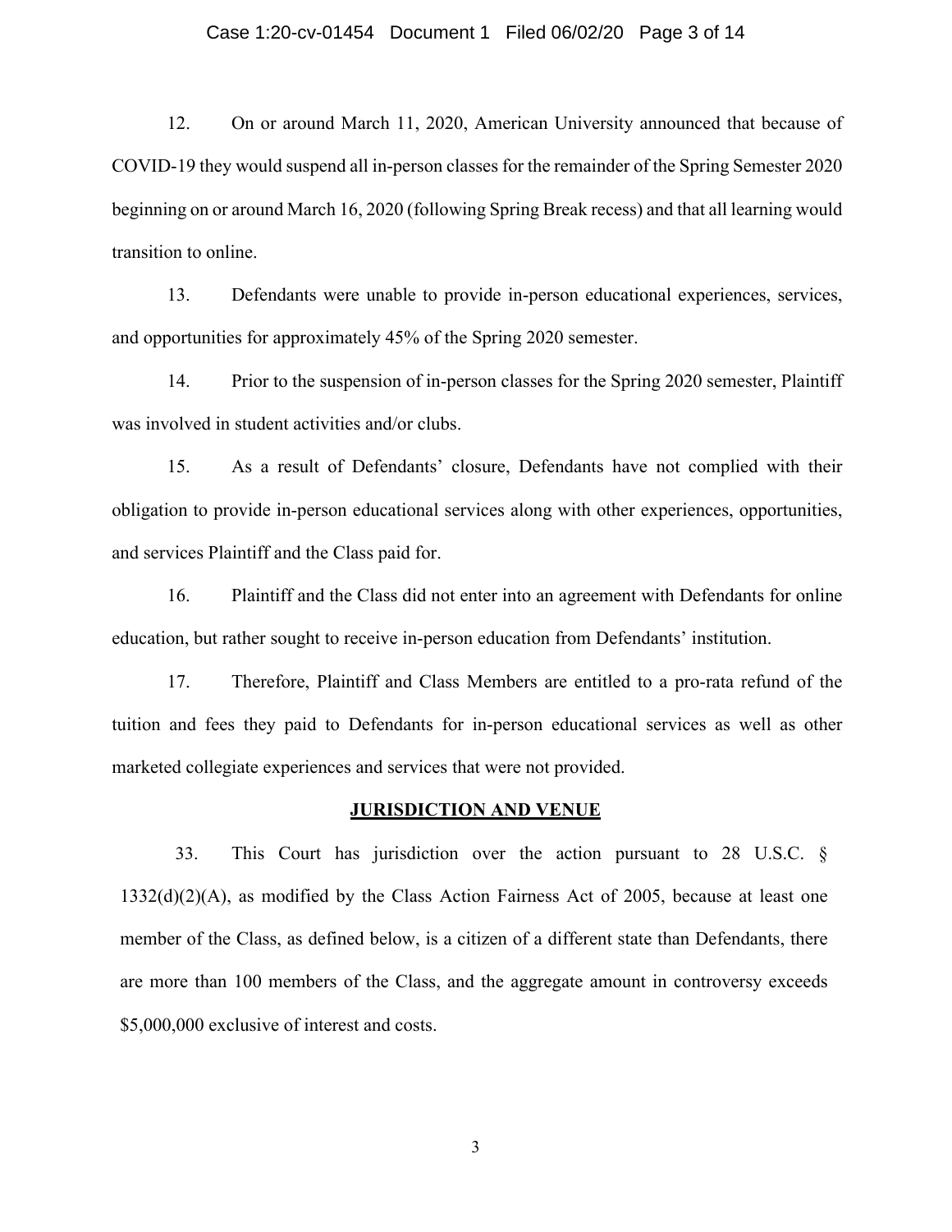12. On or around March 11, 2020, American University announced that because of COVID-19 they would suspend all in-person classes for the remainder of the Spring Semester 2020 beginning on or around March 16, 2020 (following Spring Break recess) and that all learning would transition to online.

13. Defendants were unable to provide in-person educational experiences, services, and opportunities for approximately 45% of the Spring 2020 semester.

14. Prior to the suspension of in-person classes for the Spring 2020 semester, Plaintiff was involved in student activities and/or clubs.

15. As a result of Defendants' closure, Defendants have not complied with their obligation to provide in-person educational services along with other experiences, opportunities, and services Plaintiff and the Class paid for.

16. Plaintiff and the Class did not enter into an agreement with Defendants for online education, but rather sought to receive in-person education from Defendants' institution.

17. Therefore, Plaintiff and Class Members are entitled to a pro-rata refund of the tuition and fees they paid to Defendants for in-person educational services as well as other marketed collegiate experiences and services that were not provided.

## JURISDICTION AND VENUE

33. This Court has jurisdiction over the action pursuant to 28 U.S.C. § 1332(d)(2)(A), as modified by the Class Action Fairness Act of 2005, because at least one member of the Class, as defined below, is a citizen of a different state than Defendants, there are more than 100 members of the Class, and the aggregate amount in controversy exceeds $5,000,000 exclusive of interest and costs.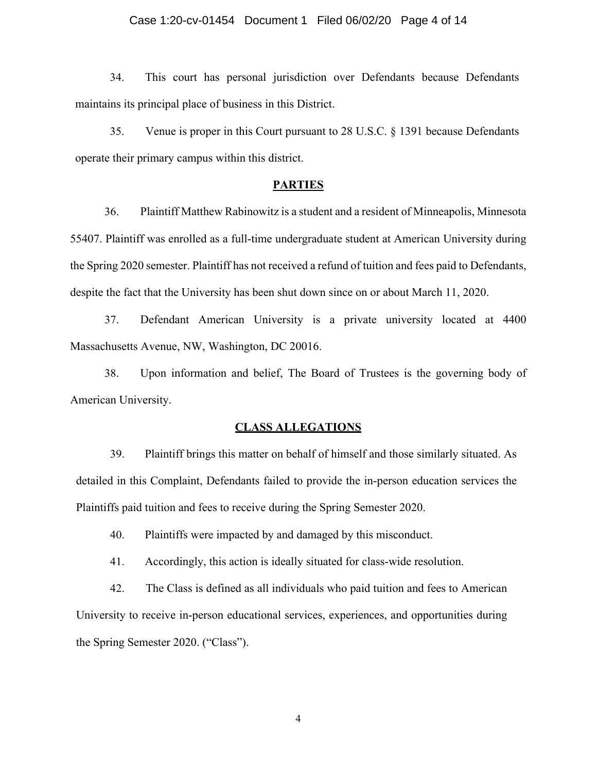34. This court has personal jurisdiction over Defendants because Defendants maintains its principal place of business in this District.

35. Venue is proper in this Court pursuant to 28 U.S.C. § 1391 because Defendants operate their primary campus within this district.

## PARTIES

36. Plaintiff Matthew Rabinowitz is a student and a resident of Minneapolis, Minnesota 55407. Plaintiff was enrolled as a full-time undergraduate student at American University during the Spring 2020 semester. Plaintiff has not received a refund of tuition and fees paid to Defendants, despite the fact that the University has been shut down since on or about March 11, 2020.

37. Defendant American University is a private university located at 4400 Massachusetts Avenue, NW, Washington, DC 20016.

38. Upon information and belief, The Board of Trustees is the governing body of American University.

## CLASS ALLEGATIONS

39. Plaintiff brings this matter on behalf of himself and those similarly situated. As detailed in this Complaint, Defendants failed to provide the in-person education services the Plaintiffs paid tuition and fees to receive during the Spring Semester 2020.

40. Plaintiffs were impacted by and damaged by this misconduct.

41. Accordingly, this action is ideally situated for class-wide resolution.

42. The Class is defined as all individuals who paid tuition and fees to American University to receive in-person educational services, experiences, and opportunities during the Spring Semester 2020. ("Class").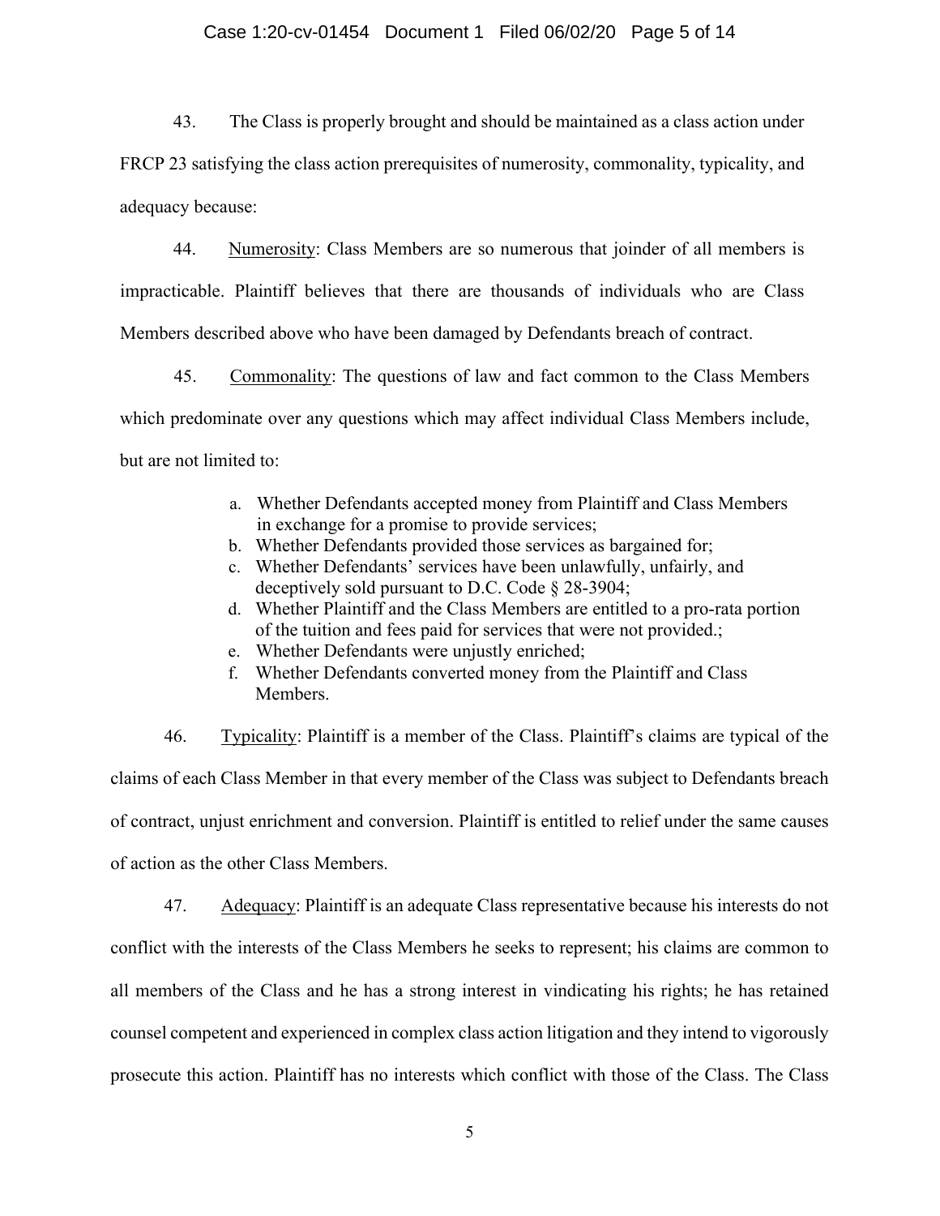43. The Class is properly brought and should be maintained as a class action under FRCP 23 satisfying the class action prerequisites of numerosity, commonality, typicality, and adequacy because:

44. Numerosity: Class Members are so numerous that joinder of all members is impracticable. Plaintiff believes that there are thousands of individuals who are Class Members described above who have been damaged by Defendants breach of contract.

45. Commonality: The questions of law and fact common to the Class Members which predominate over any questions which may affect individual Class Members include, but are not limited to:

a. Whether Defendants accepted money from Plaintiff and Class Members in exchange for a promise to provide services;
b. Whether Defendants provided those services as bargained for;
c. Whether Defendants' services have been unlawfully, unfairly, and deceptively sold pursuant to D.C. Code § 28-3904;
d. Whether Plaintiff and the Class Members are entitled to a pro-rata portion of the tuition and fees paid for services that were not provided.;
e. Whether Defendants were unjustly enriched;
f. Whether Defendants converted money from the Plaintiff and Class Members.

46. Typicality: Plaintiff is a member of the Class. Plaintiff's claims are typical of the claims of each Class Member in that every member of the Class was subject to Defendants breach of contract, unjust enrichment and conversion. Plaintiff is entitled to relief under the same causes of action as the other Class Members.

47. Adequacy: Plaintiff is an adequate Class representative because his interests do not conflict with the interests of the Class Members he seeks to represent; his claims are common to all members of the Class and he has a strong interest in vindicating his rights; he has retained counsel competent and experienced in complex class action litigation and they intend to vigorously prosecute this action. Plaintiff has no interests which conflict with those of the Class. The Class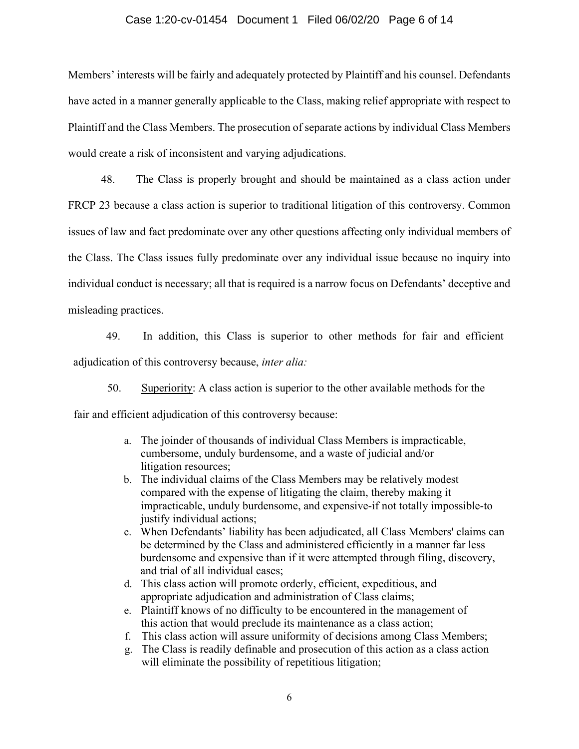Members' interests will be fairly and adequately protected by Plaintiff and his counsel. Defendants have acted in a manner generally applicable to the Class, making relief appropriate with respect to Plaintiff and the Class Members. The prosecution of separate actions by individual Class Members would create a risk of inconsistent and varying adjudications.

48. The Class is properly brought and should be maintained as a class action under FRCP 23 because a class action is superior to traditional litigation of this controversy. Common issues of law and fact predominate over any other questions affecting only individual members of the Class. The Class issues fully predominate over any individual issue because no inquiry into individual conduct is necessary; all that is required is a narrow focus on Defendants' deceptive and misleading practices.

49. In addition, this Class is superior to other methods for fair and efficient adjudication of this controversy because, *inter alia:*

50. Superiority: A class action is superior to the other available methods for the fair and efficient adjudication of this controversy because:

a. The joinder of thousands of individual Class Members is impracticable, cumbersome, unduly burdensome, and a waste of judicial and/or litigation resources;
b. The individual claims of the Class Members may be relatively modest compared with the expense of litigating the claim, thereby making it impracticable, unduly burdensome, and expensive-if not totally impossible-to justify individual actions;
c. When Defendants' liability has been adjudicated, all Class Members' claims can be determined by the Class and administered efficiently in a manner far less burdensome and expensive than if it were attempted through filing, discovery, and trial of all individual cases;
d. This class action will promote orderly, efficient, expeditious, and appropriate adjudication and administration of Class claims;
e. Plaintiff knows of no difficulty to be encountered in the management of this action that would preclude its maintenance as a class action;
f. This class action will assure uniformity of decisions among Class Members;
g. The Class is readily definable and prosecution of this action as a class action will eliminate the possibility of repetitious litigation;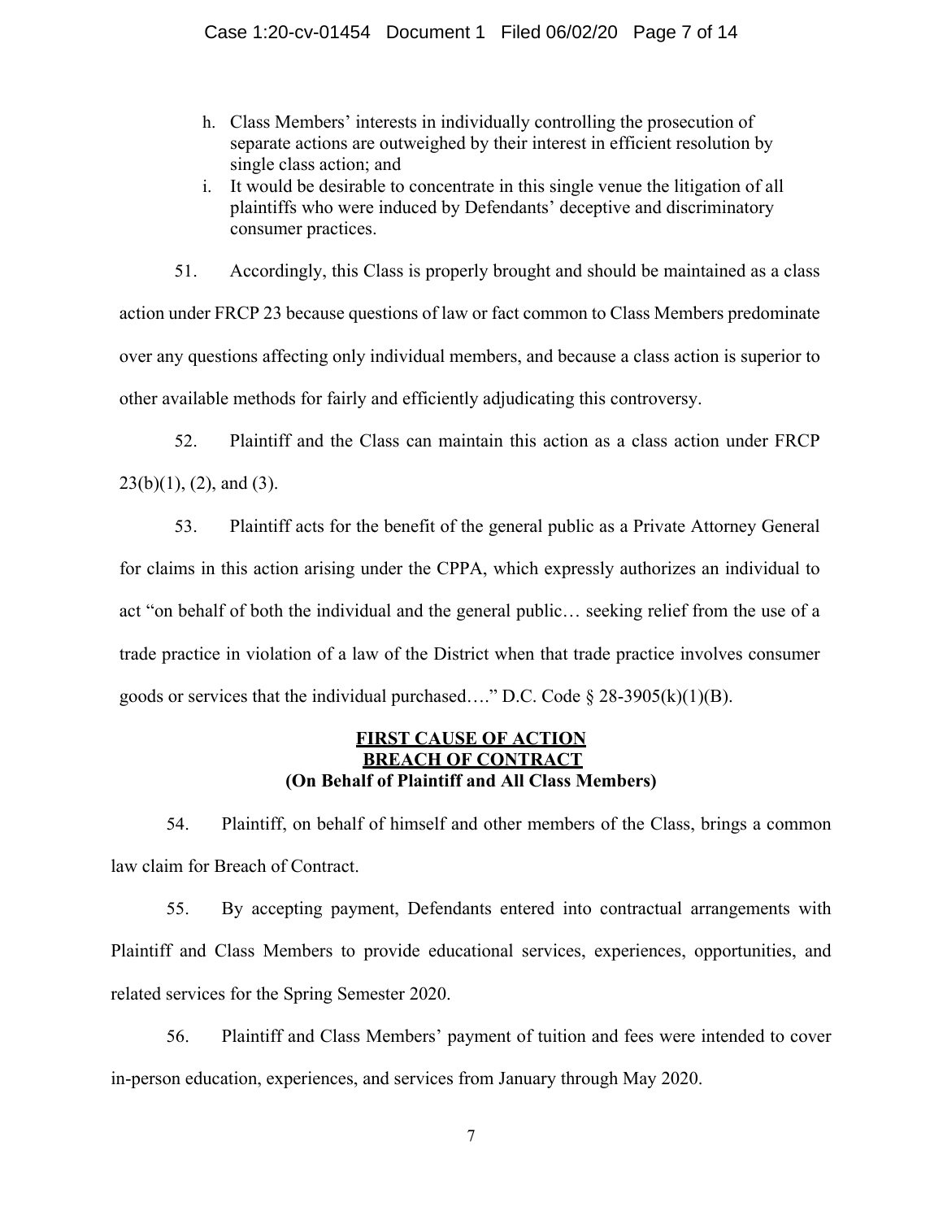h. Class Members' interests in individually controlling the prosecution of separate actions are outweighed by their interest in efficient resolution by single class action; and

i. It would be desirable to concentrate in this single venue the litigation of all plaintiffs who were induced by Defendants' deceptive and discriminatory consumer practices.

51. Accordingly, this Class is properly brought and should be maintained as a class action under FRCP 23 because questions of law or fact common to Class Members predominate over any questions affecting only individual members, and because a class action is superior to other available methods for fairly and efficiently adjudicating this controversy.

52. Plaintiff and the Class can maintain this action as a class action under FRCP 23(b)(1), (2), and (3).

53. Plaintiff acts for the benefit of the general public as a Private Attorney General for claims in this action arising under the CPPA, which expressly authorizes an individual to act "on behalf of both the individual and the general public… seeking relief from the use of a trade practice in violation of a law of the District when that trade practice involves consumer goods or services that the individual purchased…." D.C. Code § 28-3905(k)(1)(B).

## FIRST CAUSE OF ACTION
## BREACH OF CONTRACT
### (On Behalf of Plaintiff and All Class Members)

54. Plaintiff, on behalf of himself and other members of the Class, brings a common law claim for Breach of Contract.

55. By accepting payment, Defendants entered into contractual arrangements with Plaintiff and Class Members to provide educational services, experiences, opportunities, and related services for the Spring Semester 2020.

56. Plaintiff and Class Members' payment of tuition and fees were intended to cover in-person education, experiences, and services from January through May 2020.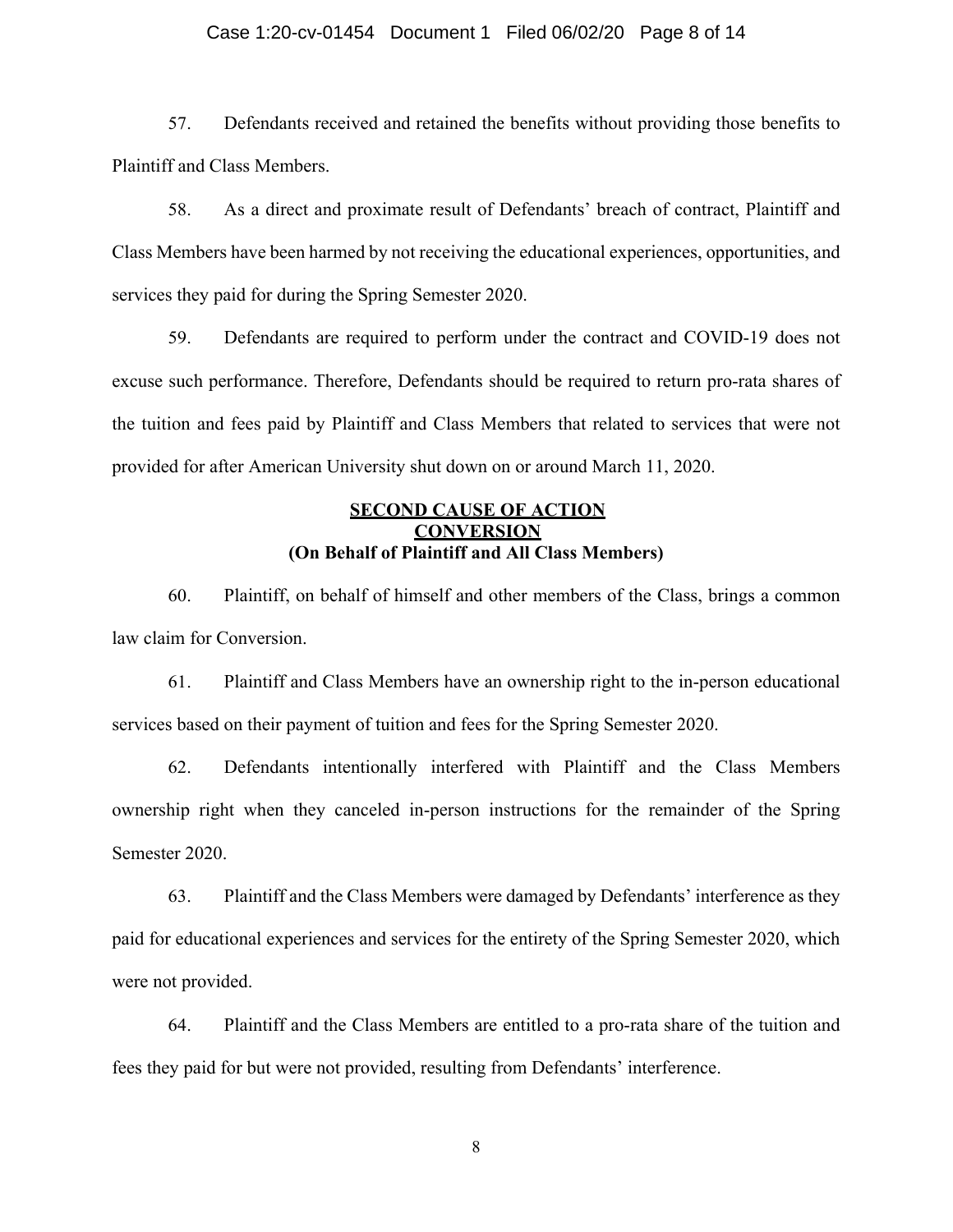57. Defendants received and retained the benefits without providing those benefits to Plaintiff and Class Members.

58. As a direct and proximate result of Defendants' breach of contract, Plaintiff and Class Members have been harmed by not receiving the educational experiences, opportunities, and services they paid for during the Spring Semester 2020.

59. Defendants are required to perform under the contract and COVID-19 does not excuse such performance. Therefore, Defendants should be required to return pro-rata shares of the tuition and fees paid by Plaintiff and Class Members that related to services that were not provided for after American University shut down on or around March 11, 2020.

## SECOND CAUSE OF ACTION
## CONVERSION
### (On Behalf of Plaintiff and All Class Members)

60. Plaintiff, on behalf of himself and other members of the Class, brings a common law claim for Conversion.

61. Plaintiff and Class Members have an ownership right to the in-person educational services based on their payment of tuition and fees for the Spring Semester 2020.

62. Defendants intentionally interfered with Plaintiff and the Class Members ownership right when they canceled in-person instructions for the remainder of the Spring Semester 2020.

63. Plaintiff and the Class Members were damaged by Defendants' interference as they paid for educational experiences and services for the entirety of the Spring Semester 2020, which were not provided.

64. Plaintiff and the Class Members are entitled to a pro-rata share of the tuition and fees they paid for but were not provided, resulting from Defendants' interference.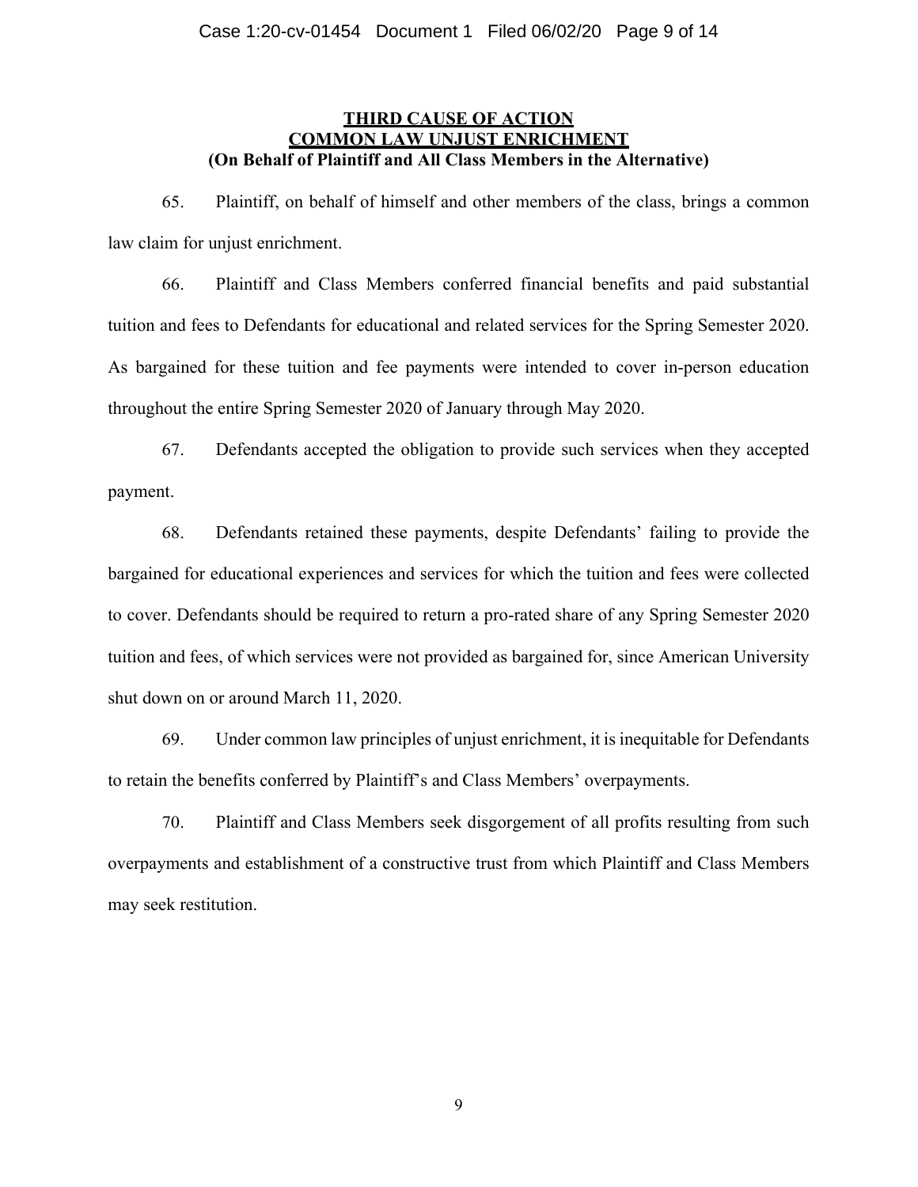**THIRD CAUSE OF ACTION**
**COMMON LAW UNJUST ENRICHMENT**
**(On Behalf of Plaintiff and All Class Members in the Alternative)**

65. Plaintiff, on behalf of himself and other members of the class, brings a common law claim for unjust enrichment.

66. Plaintiff and Class Members conferred financial benefits and paid substantial tuition and fees to Defendants for educational and related services for the Spring Semester 2020. As bargained for these tuition and fee payments were intended to cover in-person education throughout the entire Spring Semester 2020 of January through May 2020.

67. Defendants accepted the obligation to provide such services when they accepted payment.

68. Defendants retained these payments, despite Defendants' failing to provide the bargained for educational experiences and services for which the tuition and fees were collected to cover. Defendants should be required to return a pro-rated share of any Spring Semester 2020 tuition and fees, of which services were not provided as bargained for, since American University shut down on or around March 11, 2020.

69. Under common law principles of unjust enrichment, it is inequitable for Defendants to retain the benefits conferred by Plaintiff's and Class Members' overpayments.

70. Plaintiff and Class Members seek disgorgement of all profits resulting from such overpayments and establishment of a constructive trust from which Plaintiff and Class Members may seek restitution.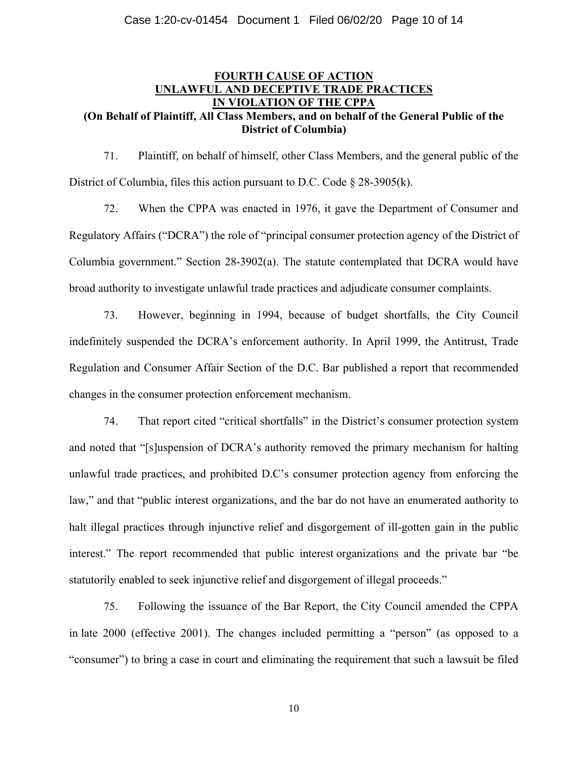**FOURTH CAUSE OF ACTION**
**UNLAWFUL AND DECEPTIVE TRADE PRACTICES**
**IN VIOLATION OF THE CPPA**
**(On Behalf of Plaintiff, All Class Members, and on behalf of the General Public of the District of Columbia)**

71. Plaintiff, on behalf of himself, other Class Members, and the general public of the District of Columbia, files this action pursuant to D.C. Code § 28-3905(k).

72. When the CPPA was enacted in 1976, it gave the Department of Consumer and Regulatory Affairs ("DCRA") the role of "principal consumer protection agency of the District of Columbia government." Section 28-3902(a). The statute contemplated that DCRA would have broad authority to investigate unlawful trade practices and adjudicate consumer complaints.

73. However, beginning in 1994, because of budget shortfalls, the City Council indefinitely suspended the DCRA's enforcement authority. In April 1999, the Antitrust, Trade Regulation and Consumer Affair Section of the D.C. Bar published a report that recommended changes in the consumer protection enforcement mechanism.

74. That report cited "critical shortfalls" in the District's consumer protection system and noted that "[s]uspension of DCRA's authority removed the primary mechanism for halting unlawful trade practices, and prohibited D.C's consumer protection agency from enforcing the law," and that "public interest organizations, and the bar do not have an enumerated authority to halt illegal practices through injunctive relief and disgorgement of ill-gotten gain in the public interest." The report recommended that public interest organizations and the private bar "be statutorily enabled to seek injunctive relief and disgorgement of illegal proceeds."

75. Following the issuance of the Bar Report, the City Council amended the CPPA in late 2000 (effective 2001). The changes included permitting a "person" (as opposed to a "consumer") to bring a case in court and eliminating the requirement that such a lawsuit be filed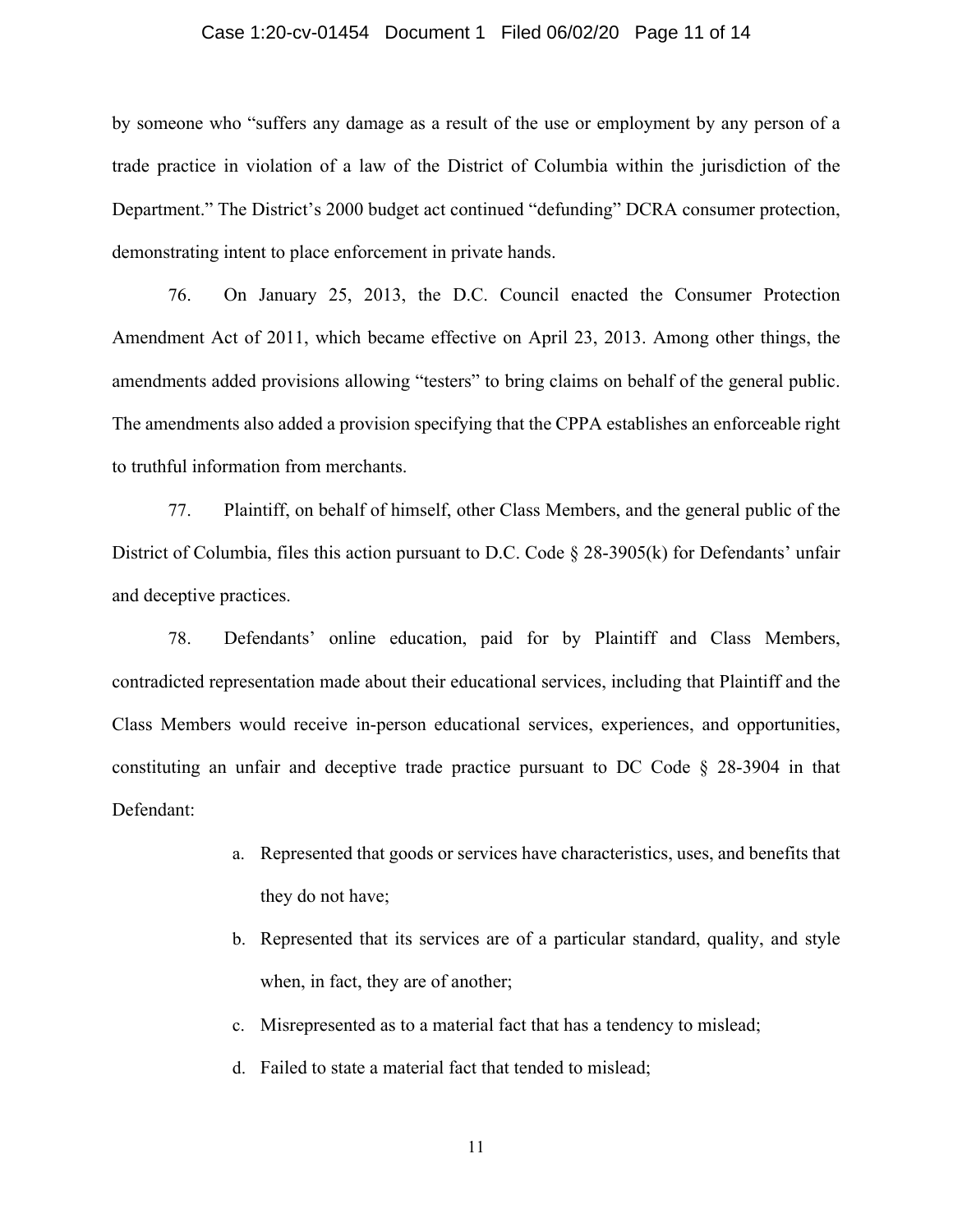by someone who "suffers any damage as a result of the use or employment by any person of a trade practice in violation of a law of the District of Columbia within the jurisdiction of the Department." The District's 2000 budget act continued "defunding" DCRA consumer protection, demonstrating intent to place enforcement in private hands.

76. On January 25, 2013, the D.C. Council enacted the Consumer Protection Amendment Act of 2011, which became effective on April 23, 2013. Among other things, the amendments added provisions allowing "testers" to bring claims on behalf of the general public. The amendments also added a provision specifying that the CPPA establishes an enforceable right to truthful information from merchants.

77. Plaintiff, on behalf of himself, other Class Members, and the general public of the District of Columbia, files this action pursuant to D.C. Code § 28-3905(k) for Defendants' unfair and deceptive practices.

78. Defendants' online education, paid for by Plaintiff and Class Members, contradicted representation made about their educational services, including that Plaintiff and the Class Members would receive in-person educational services, experiences, and opportunities, constituting an unfair and deceptive trade practice pursuant to DC Code § 28-3904 in that Defendant:

a. Represented that goods or services have characteristics, uses, and benefits that they do not have;

b. Represented that its services are of a particular standard, quality, and style when, in fact, they are of another;

c. Misrepresented as to a material fact that has a tendency to mislead;

d. Failed to state a material fact that tended to mislead;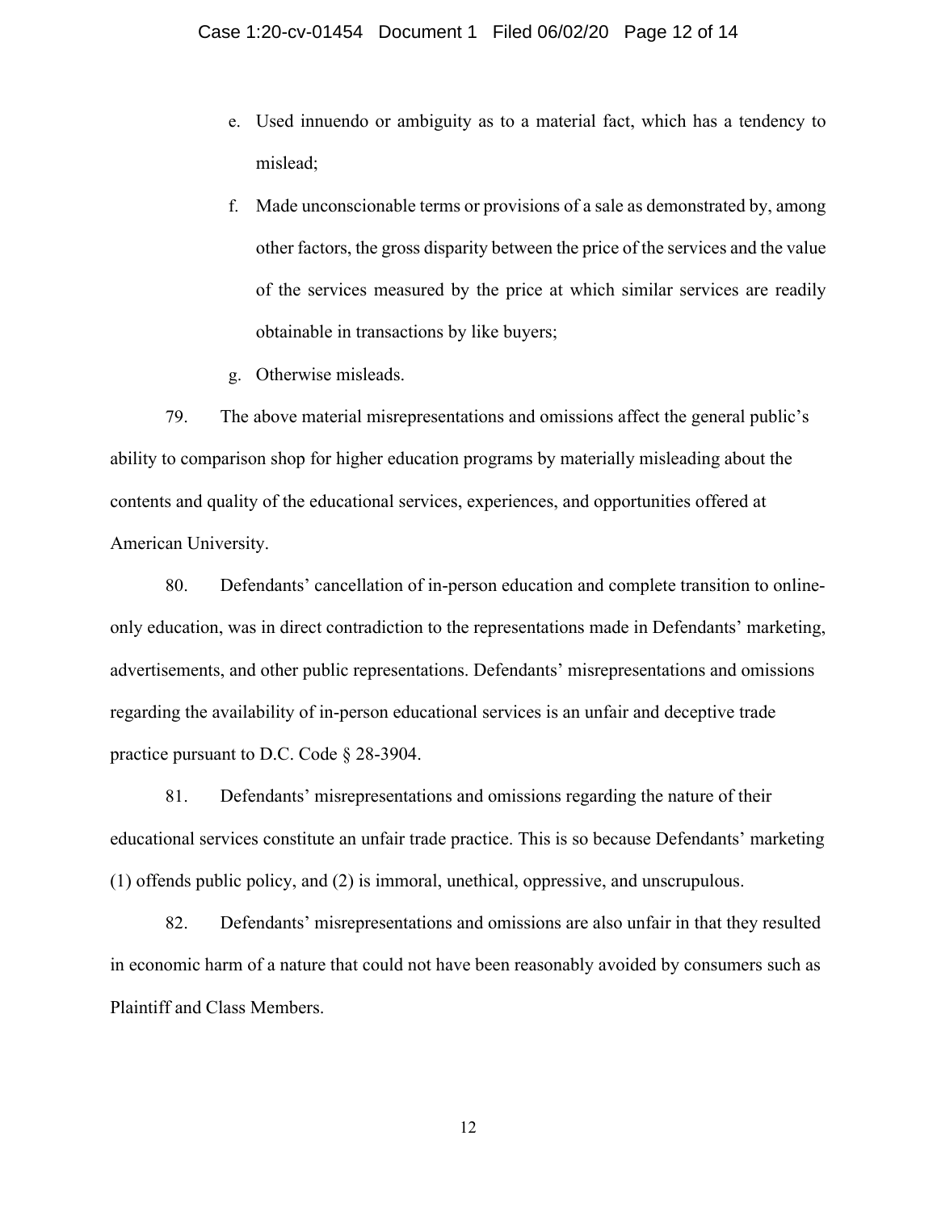e. Used innuendo or ambiguity as to a material fact, which has a tendency to mislead;

f. Made unconscionable terms or provisions of a sale as demonstrated by, among other factors, the gross disparity between the price of the services and the value of the services measured by the price at which similar services are readily obtainable in transactions by like buyers;

g. Otherwise misleads.

79. The above material misrepresentations and omissions affect the general public's ability to comparison shop for higher education programs by materially misleading about the contents and quality of the educational services, experiences, and opportunities offered at American University.

80. Defendants' cancellation of in-person education and complete transition to online-only education, was in direct contradiction to the representations made in Defendants' marketing, advertisements, and other public representations. Defendants' misrepresentations and omissions regarding the availability of in-person educational services is an unfair and deceptive trade practice pursuant to D.C. Code § 28-3904.

81. Defendants' misrepresentations and omissions regarding the nature of their educational services constitute an unfair trade practice. This is so because Defendants' marketing (1) offends public policy, and (2) is immoral, unethical, oppressive, and unscrupulous.

82. Defendants' misrepresentations and omissions are also unfair in that they resulted in economic harm of a nature that could not have been reasonably avoided by consumers such as Plaintiff and Class Members.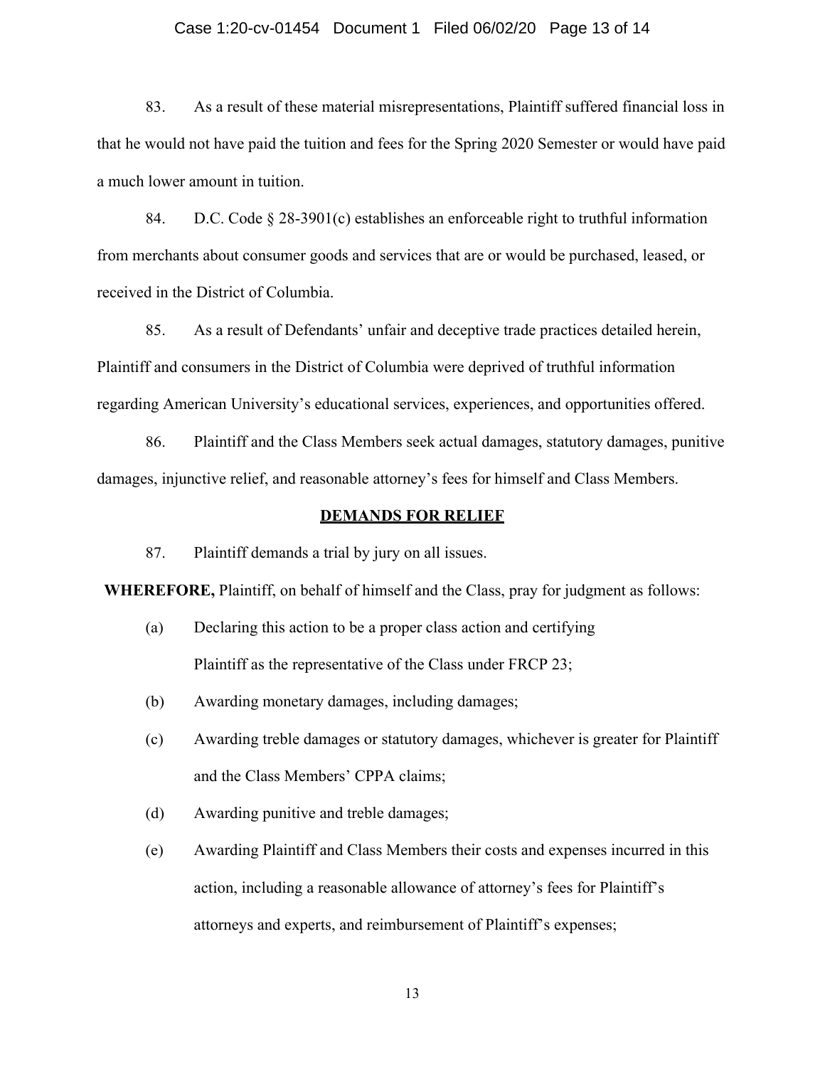83. As a result of these material misrepresentations, Plaintiff suffered financial loss in that he would not have paid the tuition and fees for the Spring 2020 Semester or would have paid a much lower amount in tuition.

84. D.C. Code § 28-3901(c) establishes an enforceable right to truthful information from merchants about consumer goods and services that are or would be purchased, leased, or received in the District of Columbia.

85. As a result of Defendants' unfair and deceptive trade practices detailed herein, Plaintiff and consumers in the District of Columbia were deprived of truthful information regarding American University's educational services, experiences, and opportunities offered.

86. Plaintiff and the Class Members seek actual damages, statutory damages, punitive damages, injunctive relief, and reasonable attorney's fees for himself and Class Members.

## DEMANDS FOR RELIEF

87. Plaintiff demands a trial by jury on all issues.

**WHEREFORE,** Plaintiff, on behalf of himself and the Class, pray for judgment as follows:

(a) Declaring this action to be a proper class action and certifying Plaintiff as the representative of the Class under FRCP 23;

(b) Awarding monetary damages, including damages;

(c) Awarding treble damages or statutory damages, whichever is greater for Plaintiff and the Class Members' CPPA claims;

(d) Awarding punitive and treble damages;

(e) Awarding Plaintiff and Class Members their costs and expenses incurred in this action, including a reasonable allowance of attorney's fees for Plaintiff's attorneys and experts, and reimbursement of Plaintiff's expenses;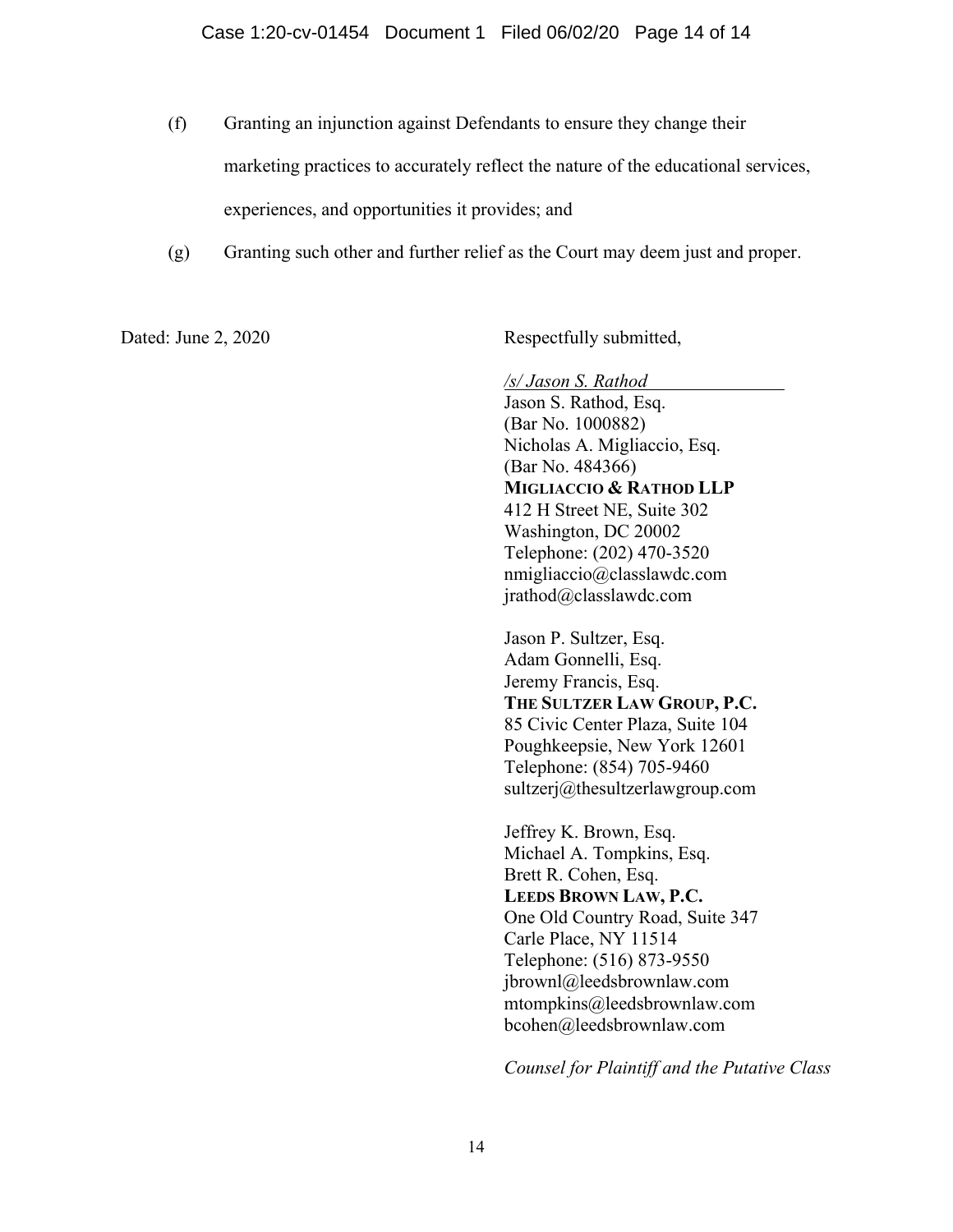(f) Granting an injunction against Defendants to ensure they change their marketing practices to accurately reflect the nature of the educational services, experiences, and opportunities it provides; and

(g) Granting such other and further relief as the Court may deem just and proper.

Dated: June 2, 2020

Respectfully submitted,

*/s/ Jason S. Rathod*
Jason S. Rathod, Esq.
(Bar No. 1000882)
Nicholas A. Migliaccio, Esq.
(Bar No. 484366)
**MIGLIACCIO & RATHOD LLP**
412 H Street NE, Suite 302
Washington, DC 20002
Telephone: (202) 470-3520
nmigliaccio@classlawdc.com
jrathod@classlawdc.com

Jason P. Sultzer, Esq.
Adam Gonnelli, Esq.
Jeremy Francis, Esq.
**THE SULTZER LAW GROUP, P.C.**
85 Civic Center Plaza, Suite 104
Poughkeepsie, New York 12601
Telephone: (854) 705-9460
sultzerj@thesultzerlawgroup.com

Jeffrey K. Brown, Esq.
Michael A. Tompkins, Esq.
Brett R. Cohen, Esq.
**LEEDS BROWN LAW, P.C.**
One Old Country Road, Suite 347
Carle Place, NY 11514
Telephone: (516) 873-9550
jbrownl@leedsbrownlaw.com
mtompkins@leedsbrownlaw.com
bcohen@leedsbrownlaw.com

*Counsel for Plaintiff and the Putative Class*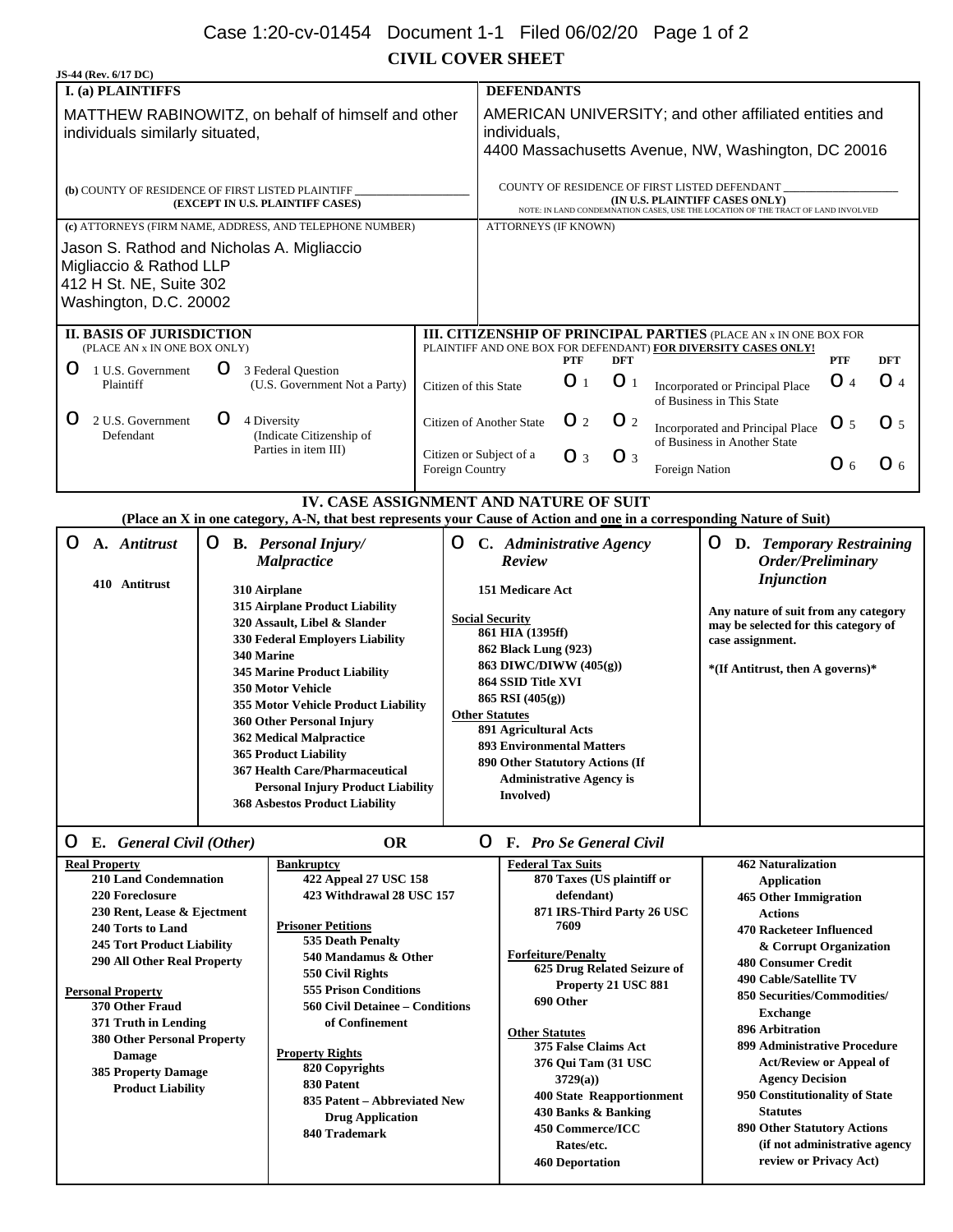# CIVIL COVER SHEET

JS-44 (Rev. 6/17 DC)

**I. (a) PLAINTIFFS**

MATTHEW RABINOWITZ, on behalf of himself and other individuals similarly situated,

**DEFENDANTS**

AMERICAN UNIVERSITY; and other affiliated entities and individuals,
4400 Massachusetts Avenue, NW, Washington, DC 20016

**(b)** COUNTY OF RESIDENCE OF FIRST LISTED PLAINTIFF ___________
**(EXCEPT IN U.S. PLAINTIFF CASES)**

COUNTY OF RESIDENCE OF FIRST LISTED DEFENDANT ___________
**(IN U.S. PLAINTIFF CASES ONLY)**
NOTE: IN LAND CONDEMNATION CASES, USE THE LOCATION OF THE TRACT OF LAND INVOLVED

**(c)** ATTORNEYS (FIRM NAME, ADDRESS, AND TELEPHONE NUMBER)

Jason S. Rathod and Nicholas A. Migliaccio
Migliaccio & Rathod LLP
412 H St. NE, Suite 302
Washington, D.C. 20002

ATTORNEYS (IF KNOWN)

**II. BASIS OF JURISDICTION**
(PLACE AN x IN ONE BOX ONLY)

- O 1 U.S. Government Plaintiff
- O 3 Federal Question (U.S. Government Not a Party)
- O 2 U.S. Government Defendant
- O 4 Diversity (Indicate Citizenship of Parties in item III)

**III. CITIZENSHIP OF PRINCIPAL PARTIES** (PLACE AN x IN ONE BOX FOR PLAINTIFF AND ONE BOX FOR DEFENDANT) **FOR DIVERSITY CASES ONLY!**

| | PTF | DFT | | PTF | DFT |
|---|---|---|---|---|---|
| Citizen of this State | O 1 | O 1 | Incorporated or Principal Place of Business in This State | O 4 | O 4 |
| Citizen of Another State | O 2 | O 2 | Incorporated and Principal Place of Business in Another State | O 5 | O 5 |
| Citizen or Subject of a Foreign Country | O 3 | O 3 | Foreign Nation | O 6 | O 6 |

## IV. CASE ASSIGNMENT AND NATURE OF SUIT

**(Place an X in one category, A-N, that best represents your Cause of Action and one in a corresponding Nature of Suit)**

**O A. *Antitrust***

- 410 Antitrust

**O B. *Personal Injury/ Malpractice***

- 310 Airplane
- 315 Airplane Product Liability
- 320 Assault, Libel & Slander
- 330 Federal Employers Liability
- 340 Marine
- 345 Marine Product Liability
- 350 Motor Vehicle
- 355 Motor Vehicle Product Liability
- 360 Other Personal Injury
- 362 Medical Malpractice
- 365 Product Liability
- 367 Health Care/Pharmaceutical Personal Injury Product Liability
- 368 Asbestos Product Liability

**O C. *Administrative Agency Review***

- 151 Medicare Act

Social Security
- 861 HIA (1395ff)
- 862 Black Lung (923)
- 863 DIWC/DIWW (405(g))
- 864 SSID Title XVI
- 865 RSI (405(g))

Other Statutes
- 891 Agricultural Acts
- 893 Environmental Matters
- 890 Other Statutory Actions (If Administrative Agency is Involved)

**O D. *Temporary Restraining Order/Preliminary Injunction***

Any nature of suit from any category may be selected for this category of case assignment.

*(If Antitrust, then A governs)*

**O E. *General Civil (Other)*** **OR** **O F. *Pro Se General Civil***

Real Property
- 210 Land Condemnation
- 220 Foreclosure
- 230 Rent, Lease & Ejectment
- 240 Torts to Land
- 245 Tort Product Liability
- 290 All Other Real Property

Personal Property
- 370 Other Fraud
- 371 Truth in Lending
- 380 Other Personal Property Damage
- 385 Property Damage Product Liability

Bankruptcy
- 422 Appeal 27 USC 158
- 423 Withdrawal 28 USC 157

Prisoner Petitions
- 535 Death Penalty
- 540 Mandamus & Other
- 550 Civil Rights
- 555 Prison Conditions
- 560 Civil Detainee – Conditions of Confinement

Property Rights
- 820 Copyrights
- 830 Patent
- 835 Patent – Abbreviated New Drug Application
- 840 Trademark

Federal Tax Suits
- 870 Taxes (US plaintiff or defendant)
- 871 IRS-Third Party 26 USC 7609

Forfeiture/Penalty
- 625 Drug Related Seizure of Property 21 USC 881
- 690 Other

Other Statutes
- 375 False Claims Act
- 376 Qui Tam (31 USC 3729(a))
- 400 State Reapportionment
- 430 Banks & Banking
- 450 Commerce/ICC Rates/etc.
- 460 Deportation
- 462 Naturalization Application
- 465 Other Immigration Actions
- 470 Racketeer Influenced & Corrupt Organization
- 480 Consumer Credit
- 490 Cable/Satellite TV
- 850 Securities/Commodities/ Exchange
- 896 Arbitration
- 899 Administrative Procedure Act/Review or Appeal of Agency Decision
- 950 Constitutionality of State Statutes
- 890 Other Statutory Actions (if not administrative agency review or Privacy Act)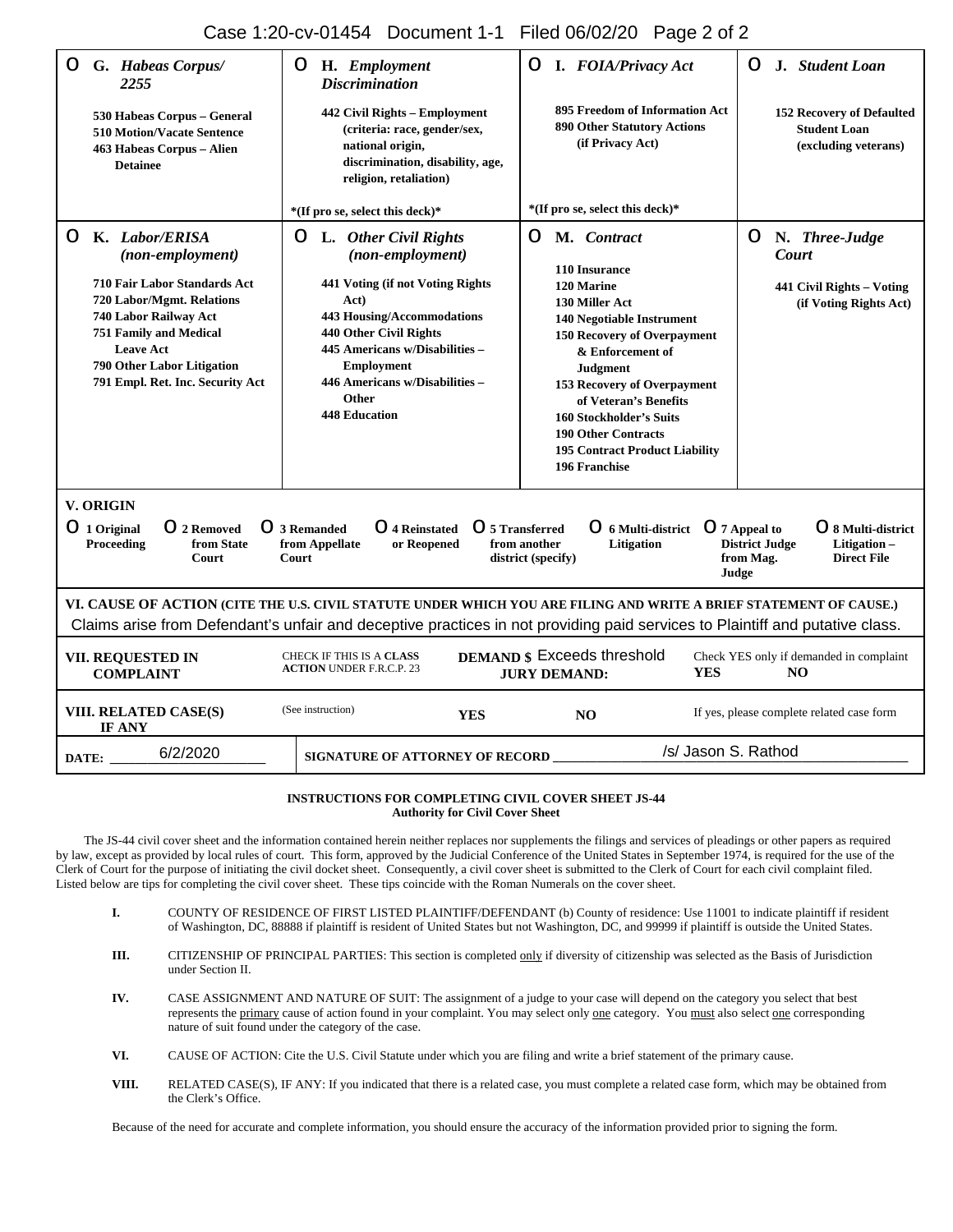| | | | |
|---|---|---|---|
| O **G. *Habeas Corpus/ 2255***<br><br>**530 Habeas Corpus – General**<br>**510 Motion/Vacate Sentence**<br>**463 Habeas Corpus – Alien Detainee** | O **H. *Employment Discrimination***<br><br>**442 Civil Rights – Employment (criteria: race, gender/sex, national origin, discrimination, disability, age, religion, retaliation)**<br><br>**\*(If pro se, select this deck)\*** | O **I. *FOIA/Privacy Act***<br><br>**895 Freedom of Information Act**<br>**890 Other Statutory Actions (if Privacy Act)**<br><br>**\*(If pro se, select this deck)\*** | O **J. *Student Loan***<br><br>**152 Recovery of Defaulted Student Loan (excluding veterans)** |
| O **K. *Labor/ERISA (non-employment)***<br><br>**710 Fair Labor Standards Act**<br>**720 Labor/Mgmt. Relations**<br>**740 Labor Railway Act**<br>**751 Family and Medical Leave Act**<br>**790 Other Labor Litigation**<br>**791 Empl. Ret. Inc. Security Act** | O **L. *Other Civil Rights (non-employment)***<br><br>**441 Voting (if not Voting Rights Act)**<br>**443 Housing/Accommodations**<br>**440 Other Civil Rights**<br>**445 Americans w/Disabilities – Employment**<br>**446 Americans w/Disabilities – Other**<br>**448 Education** | O **M. *Contract***<br><br>**110 Insurance**<br>**120 Marine**<br>**130 Miller Act**<br>**140 Negotiable Instrument**<br>**150 Recovery of Overpayment & Enforcement of Judgment**<br>**153 Recovery of Overpayment of Veteran's Benefits**<br>**160 Stockholder's Suits**<br>**190 Other Contracts**<br>**195 Contract Product Liability**<br>**196 Franchise** | O **N. *Three-Judge Court***<br><br>**441 Civil Rights – Voting (if Voting Rights Act)** |

**V. ORIGIN**

O **1 Original Proceeding** O **2 Removed from State Court** O **3 Remanded from Appellate Court** O **4 Reinstated or Reopened** O **5 Transferred from another district (specify)** O **6 Multi-district Litigation** O **7 Appeal to District Judge from Mag. Judge** O **8 Multi-district Litigation – Direct File**

**VI. CAUSE OF ACTION (CITE THE U.S. CIVIL STATUTE UNDER WHICH YOU ARE FILING AND WRITE A BRIEF STATEMENT OF CAUSE.)**
Claims arise from Defendant's unfair and deceptive practices in not providing paid services to Plaintiff and putative class.

| | | | |
|---|---|---|---|
| **VII. REQUESTED IN COMPLAINT** | CHECK IF THIS IS A **CLASS ACTION** UNDER F.R.C.P. 23 | **DEMAND $** Exceeds threshold<br>**JURY DEMAND:** | Check YES only if demanded in complaint<br>**YES** **NO** |
| **VIII. RELATED CASE(S) IF ANY** | (See instruction) | **YES** **NO** | If yes, please complete related case form |

**DATE:** 6/2/2020 **SIGNATURE OF ATTORNEY OF RECORD** /s/ Jason S. Rathod

**INSTRUCTIONS FOR COMPLETING CIVIL COVER SHEET JS-44**
**Authority for Civil Cover Sheet**

The JS-44 civil cover sheet and the information contained herein neither replaces nor supplements the filings and services of pleadings or other papers as required by law, except as provided by local rules of court. This form, approved by the Judicial Conference of the United States in September 1974, is required for the use of the Clerk of Court for the purpose of initiating the civil docket sheet. Consequently, a civil cover sheet is submitted to the Clerk of Court for each civil complaint filed. Listed below are tips for completing the civil cover sheet. These tips coincide with the Roman Numerals on the cover sheet.

**I.** COUNTY OF RESIDENCE OF FIRST LISTED PLAINTIFF/DEFENDANT (b) County of residence: Use 11001 to indicate plaintiff if resident of Washington, DC, 88888 if plaintiff is resident of United States but not Washington, DC, and 99999 if plaintiff is outside the United States.

**III.** CITIZENSHIP OF PRINCIPAL PARTIES: This section is completed only if diversity of citizenship was selected as the Basis of Jurisdiction under Section II.

**IV.** CASE ASSIGNMENT AND NATURE OF SUIT: The assignment of a judge to your case will depend on the category you select that best represents the primary cause of action found in your complaint. You may select only one category. You must also select one corresponding nature of suit found under the category of the case.

**VI.** CAUSE OF ACTION: Cite the U.S. Civil Statute under which you are filing and write a brief statement of the primary cause.

**VIII.** RELATED CASE(S), IF ANY: If you indicated that there is a related case, you must complete a related case form, which may be obtained from the Clerk's Office.

Because of the need for accurate and complete information, you should ensure the accuracy of the information provided prior to signing the form.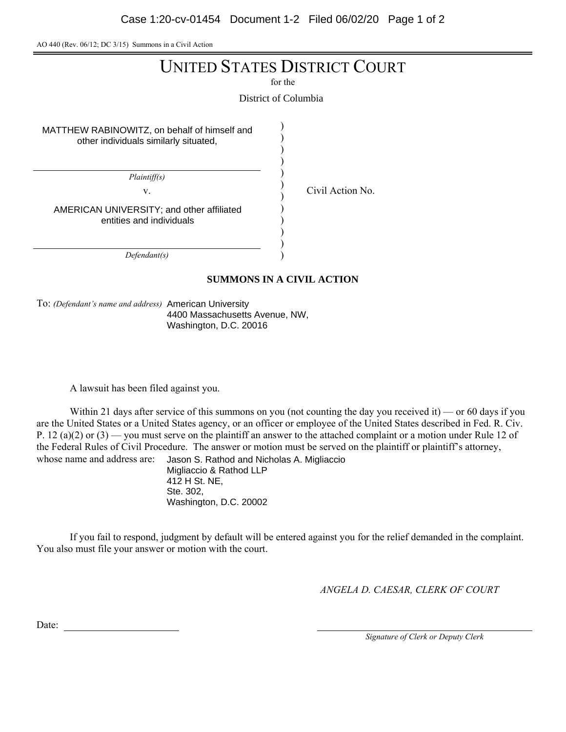AO 440 (Rev. 06/12; DC 3/15) Summons in a Civil Action

# UNITED STATES DISTRICT COURT

for the

District of Columbia

MATTHEW RABINOWITZ, on behalf of himself and other individuals similarly situated,

*Plaintiff(s)*

v.

AMERICAN UNIVERSITY; and other affiliated entities and individuals

*Defendant(s)*

Civil Action No.

## SUMMONS IN A CIVIL ACTION

To: *(Defendant's name and address)* American University
4400 Massachusetts Avenue, NW,
Washington, D.C. 20016

A lawsuit has been filed against you.

Within 21 days after service of this summons on you (not counting the day you received it) — or 60 days if you are the United States or a United States agency, or an officer or employee of the United States described in Fed. R. Civ. P. 12 (a)(2) or (3) — you must serve on the plaintiff an answer to the attached complaint or a motion under Rule 12 of the Federal Rules of Civil Procedure. The answer or motion must be served on the plaintiff or plaintiff's attorney, whose name and address are: Jason S. Rathod and Nicholas A. Migliaccio
Migliaccio & Rathod LLP
412 H St. NE,
Ste. 302,
Washington, D.C. 20002

If you fail to respond, judgment by default will be entered against you for the relief demanded in the complaint. You also must file your answer or motion with the court.

*ANGELA D. CAESAR, CLERK OF COURT*

Date: ______________________

______________________________
*Signature of Clerk or Deputy Clerk*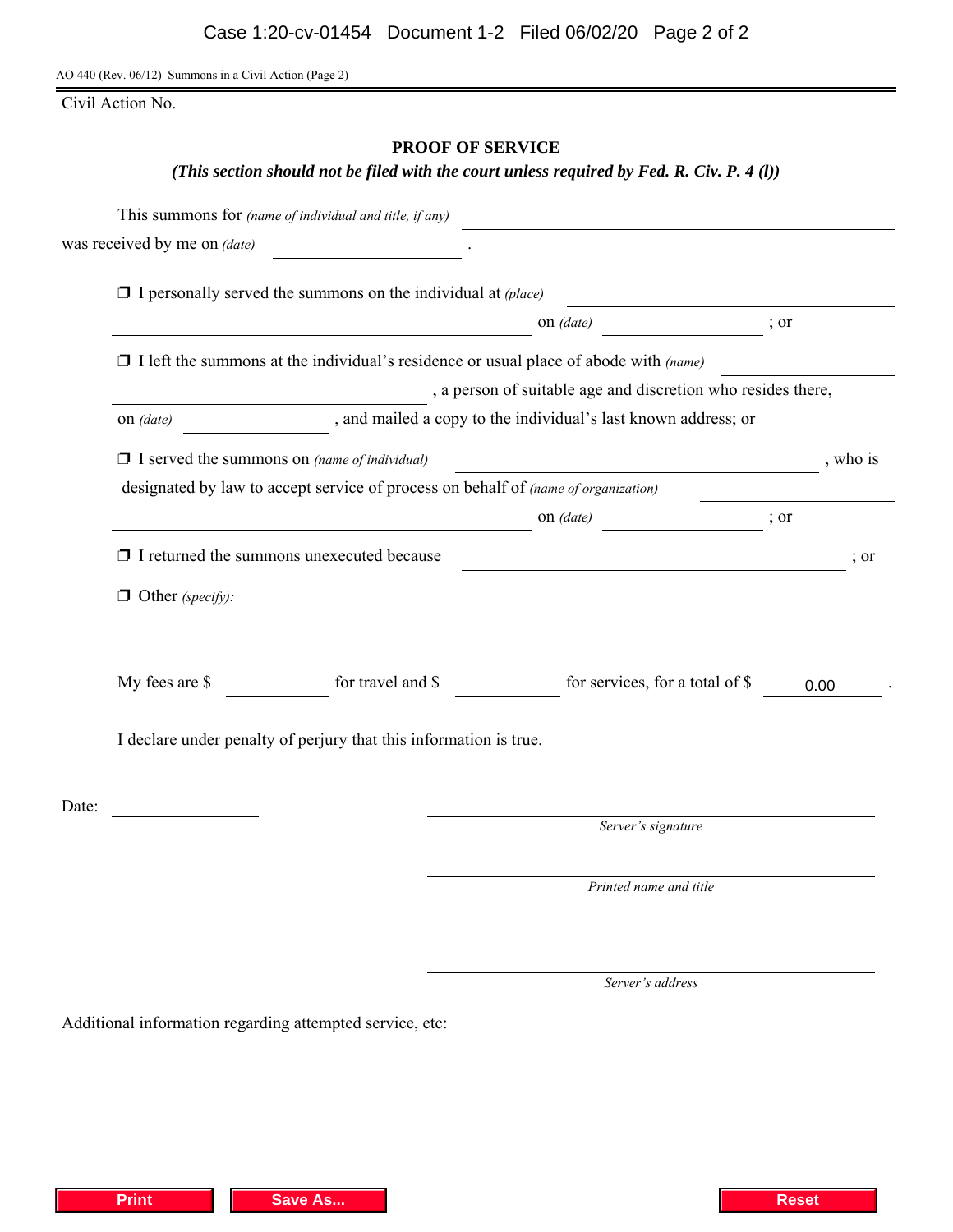AO 440 (Rev. 06/12) Summons in a Civil Action (Page 2)

Civil Action No.

## PROOF OF SERVICE

***(This section should not be filed with the court unless required by Fed. R. Civ. P. 4 (l))***

This summons for *(name of individual and title, if any)* \_\_\_\_\_\_\_\_\_\_\_\_\_\_\_\_\_\_\_\_
was received by me on *(date)* \_\_\_\_\_\_\_\_\_\_\_\_\_\_ .

❒ I personally served the summons on the individual at *(place)* \_\_\_\_\_\_\_\_\_\_\_\_\_\_\_\_\_\_\_\_
\_\_\_\_\_\_\_\_\_\_\_\_\_\_\_\_\_\_\_\_ on *(date)* \_\_\_\_\_\_\_\_\_\_\_\_ ; or

❒ I left the summons at the individual's residence or usual place of abode with *(name)* \_\_\_\_\_\_\_\_\_\_\_\_\_\_\_\_\_\_\_\_
\_\_\_\_\_\_\_\_\_\_\_\_\_\_\_\_\_\_\_\_ , a person of suitable age and discretion who resides there,
on *(date)* \_\_\_\_\_\_\_\_\_\_\_\_ , and mailed a copy to the individual's last known address; or

❒ I served the summons on *(name of individual)* \_\_\_\_\_\_\_\_\_\_\_\_\_\_\_\_\_\_\_\_ , who is
designated by law to accept service of process on behalf of *(name of organization)* \_\_\_\_\_\_\_\_\_\_\_\_\_\_\_\_\_\_\_\_
\_\_\_\_\_\_\_\_\_\_\_\_\_\_\_\_\_\_\_\_ on *(date)* \_\_\_\_\_\_\_\_\_\_\_\_ ; or

❒ I returned the summons unexecuted because \_\_\_\_\_\_\_\_\_\_\_\_\_\_\_\_\_\_\_\_ ; or

❒ Other *(specify)*:

My fees are $ \_\_\_\_\_\_\_\_ for travel and $ \_\_\_\_\_\_\_\_ for services, for a total of $ 0.00 .

I declare under penalty of perjury that this information is true.

Date: \_\_\_\_\_\_\_\_\_\_\_\_\_\_

\_\_\_\_\_\_\_\_\_\_\_\_\_\_\_\_\_\_\_\_
*Server's signature*

\_\_\_\_\_\_\_\_\_\_\_\_\_\_\_\_\_\_\_\_
*Printed name and title*

\_\_\_\_\_\_\_\_\_\_\_\_\_\_\_\_\_\_\_\_
*Server's address*

Additional information regarding attempted service, etc:

Print | Save As... | Reset